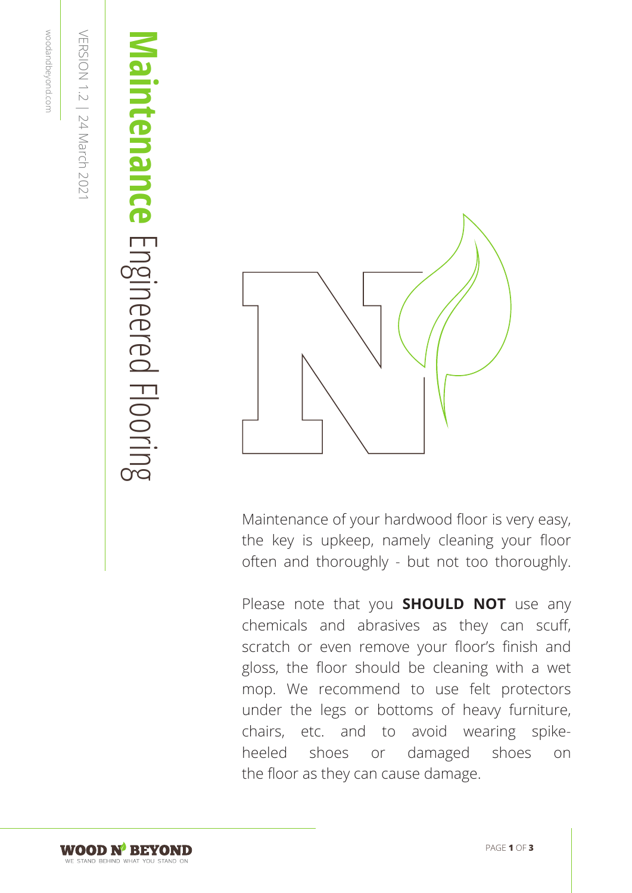# Maintenance Engineered Flooring

VERSION 1.2 | 24 March 2021

woodandbeyond.com

Maintenance of your hardwood floor is very easy, the key is upkeep, namely cleaning your floor often and thoroughly - but not too thoroughly.

Please note that you **SHOULD NOT** use any chemicals and abrasives as they can scuff, scratch or even remove your floor's finish and gloss, the floor should be cleaning with a wet mop. We recommend to use felt protectors under the legs or bottoms of heavy furniture, chairs, etc. and to avoid wearing spike-heeled shoes or damaged shoes on the floor as they can cause damage.

WOOD N' BEYOND
WE STAND BEHIND WHAT YOU STAND ON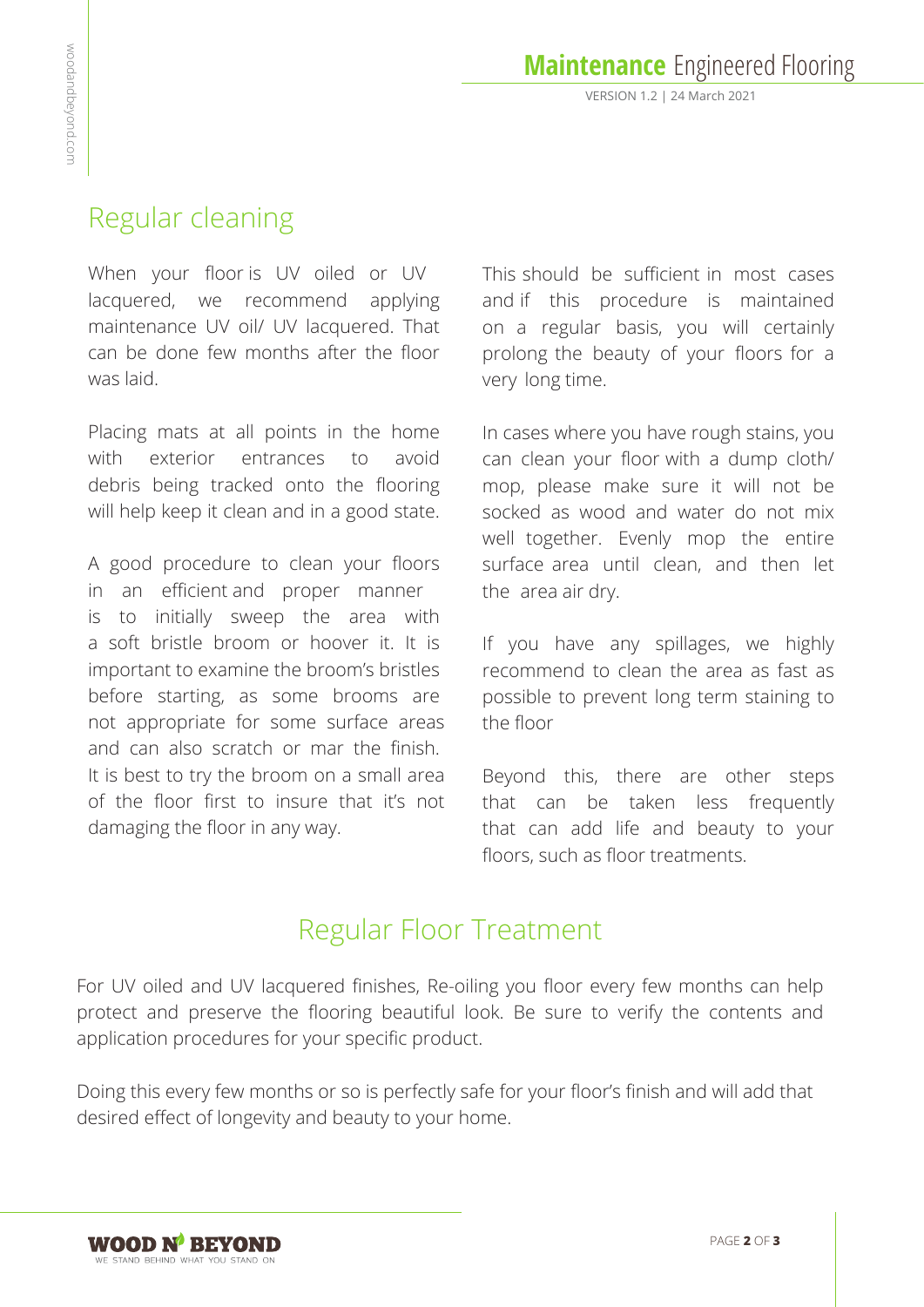## Regular cleaning

When your floor is UV oiled or UV lacquered, we recommend applying maintenance UV oil/ UV lacquered. That can be done few months after the floor was laid.

Placing mats at all points in the home with exterior entrances to avoid debris being tracked onto the flooring will help keep it clean and in a good state.

A good procedure to clean your floors in an efficient and proper manner is to initially sweep the area with a soft bristle broom or hoover it. It is important to examine the broom's bristles before starting, as some brooms are not appropriate for some surface areas and can also scratch or mar the finish. It is best to try the broom on a small area of the floor first to insure that it's not damaging the floor in any way.

This should be sufficient in most cases and if this procedure is maintained on a regular basis, you will certainly prolong the beauty of your floors for a very long time.

In cases where you have rough stains, you can clean your floor with a dump cloth/ mop, please make sure it will not be socked as wood and water do not mix well together. Evenly mop the entire surface area until clean, and then let the area air dry.

If you have any spillages, we highly recommend to clean the area as fast as possible to prevent long term staining to the floor

Beyond this, there are other steps that can be taken less frequently that can add life and beauty to your floors, such as floor treatments.

## Regular Floor Treatment

For UV oiled and UV lacquered finishes, Re-oiling you floor every few months can help protect and preserve the flooring beautiful look. Be sure to verify the contents and application procedures for your specific product.

Doing this every few months or so is perfectly safe for your floor's finish and will add that desired effect of longevity and beauty to your home.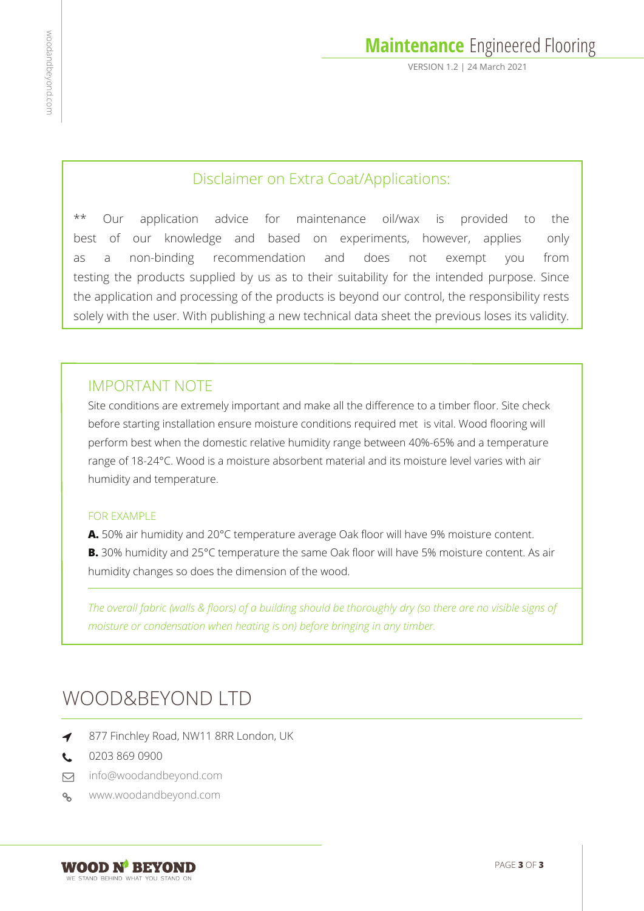## Disclaimer on Extra Coat/Applications:

** Our application advice for maintenance oil/wax is provided to the best of our knowledge and based on experiments, however, applies only as a non-binding recommendation and does not exempt you from testing the products supplied by us as to their suitability for the intended purpose. Since the application and processing of the products is beyond our control, the responsibility rests solely with the user. With publishing a new technical data sheet the previous loses its validity.

## IMPORTANT NOTE

Site conditions are extremely important and make all the difference to a timber floor. Site check before starting installation ensure moisture conditions required met is vital. Wood flooring will perform best when the domestic relative humidity range between 40%-65% and a temperature range of 18-24°C. Wood is a moisture absorbent material and its moisture level varies with air humidity and temperature.

### FOR EXAMPLE

**A.** 50% air humidity and 20°C temperature average Oak floor will have 9% moisture content.
**B.** 30% humidity and 25°C temperature the same Oak floor will have 5% moisture content. As air humidity changes so does the dimension of the wood.

*The overall fabric (walls & floors) of a building should be thoroughly dry (so there are no visible signs of moisture or condensation when heating is on) before bringing in any timber.*

# WOOD&BEYOND LTD

- 877 Finchley Road, NW11 8RR London, UK
- 0203 869 0900
- info@woodandbeyond.com
- www.woodandbeyond.com

WOOD N' BEYOND
WE STAND BEHIND WHAT YOU STAND ON